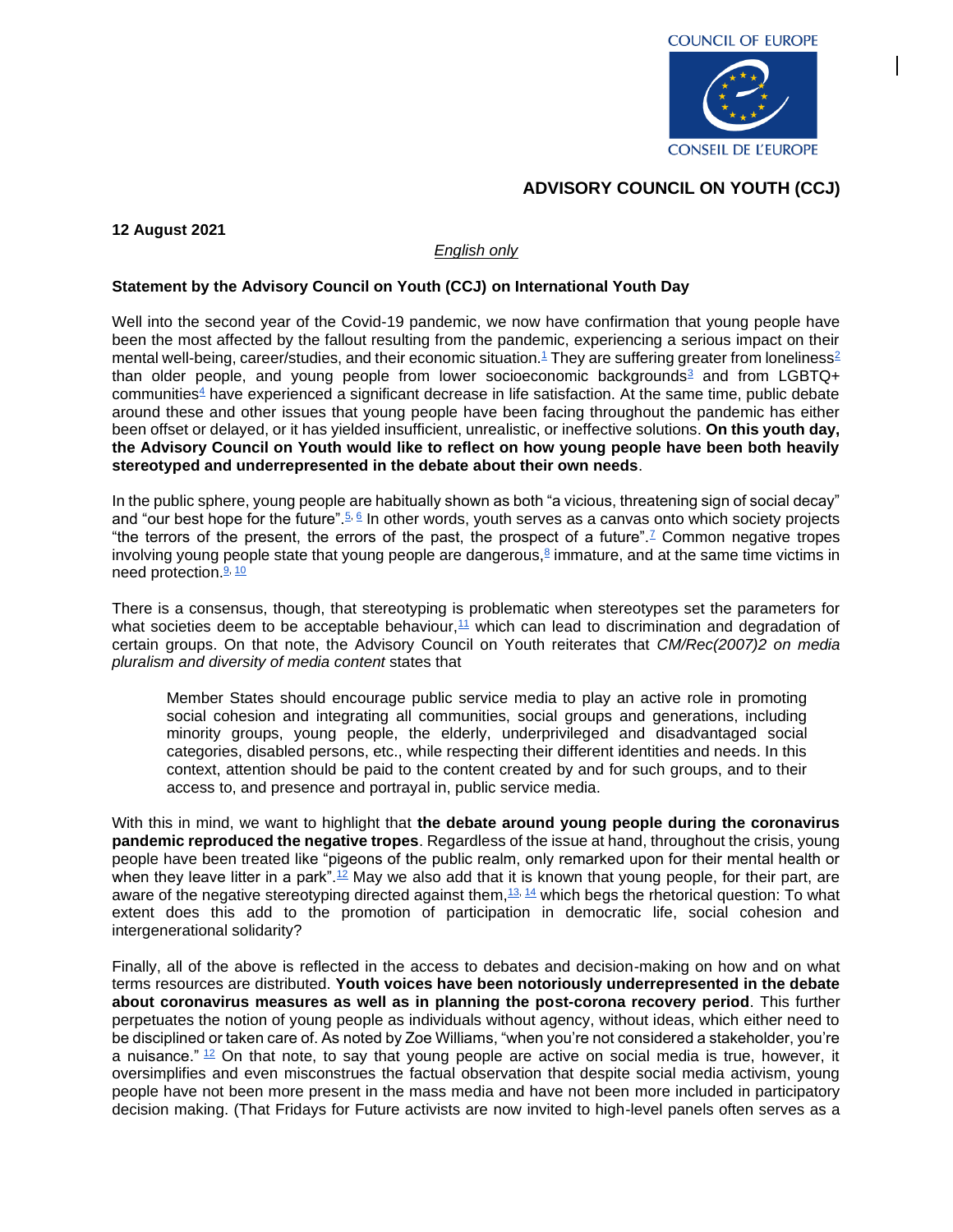COUNCIL OF EUROPE

CONSEIL DE L'EUROPE

## ADVISORY COUNCIL ON YOUTH (CCJ)

**12 August 2021**

*English only*

### Statement by the Advisory Council on Youth (CCJ) on International Youth Day

Well into the second year of the Covid-19 pandemic, we now have confirmation that young people have been the most affected by the fallout resulting from the pandemic, experiencing a serious impact on their mental well-being, career/studies, and their economic situation.[1] They are suffering greater from loneliness[2] than older people, and young people from lower socioeconomic backgrounds[3] and from LGBTQ+ communities[4] have experienced a significant decrease in life satisfaction. At the same time, public debate around these and other issues that young people have been facing throughout the pandemic has either been offset or delayed, or it has yielded insufficient, unrealistic, or ineffective solutions. **On this youth day, the Advisory Council on Youth would like to reflect on how young people have been both heavily stereotyped and underrepresented in the debate about their own needs**.

In the public sphere, young people are habitually shown as both "a vicious, threatening sign of social decay" and "our best hope for the future".[5, 6] In other words, youth serves as a canvas onto which society projects "the terrors of the present, the errors of the past, the prospect of a future".[7] Common negative tropes involving young people state that young people are dangerous,[8] immature, and at the same time victims in need protection.[9, 10]

There is a consensus, though, that stereotyping is problematic when stereotypes set the parameters for what societies deem to be acceptable behaviour,[11] which can lead to discrimination and degradation of certain groups. On that note, the Advisory Council on Youth reiterates that *CM/Rec(2007)2 on media pluralism and diversity of media content* states that

> Member States should encourage public service media to play an active role in promoting social cohesion and integrating all communities, social groups and generations, including minority groups, young people, the elderly, underprivileged and disadvantaged social categories, disabled persons, etc., while respecting their different identities and needs. In this context, attention should be paid to the content created by and for such groups, and to their access to, and presence and portrayal in, public service media.

With this in mind, we want to highlight that **the debate around young people during the coronavirus pandemic reproduced the negative tropes**. Regardless of the issue at hand, throughout the crisis, young people have been treated like "pigeons of the public realm, only remarked upon for their mental health or when they leave litter in a park".[12] May we also add that it is known that young people, for their part, are aware of the negative stereotyping directed against them,[13, 14] which begs the rhetorical question: To what extent does this add to the promotion of participation in democratic life, social cohesion and intergenerational solidarity?

Finally, all of the above is reflected in the access to debates and decision-making on how and on what terms resources are distributed. **Youth voices have been notoriously underrepresented in the debate about coronavirus measures as well as in planning the post-corona recovery period**. This further perpetuates the notion of young people as individuals without agency, without ideas, which either need to be disciplined or taken care of. As noted by Zoe Williams, "when you're not considered a stakeholder, you're a nuisance." [12] On that note, to say that young people are active on social media is true, however, it oversimplifies and even misconstrues the factual observation that despite social media activism, young people have not been more present in the mass media and have not been more included in participatory decision making. (That Fridays for Future activists are now invited to high-level panels often serves as a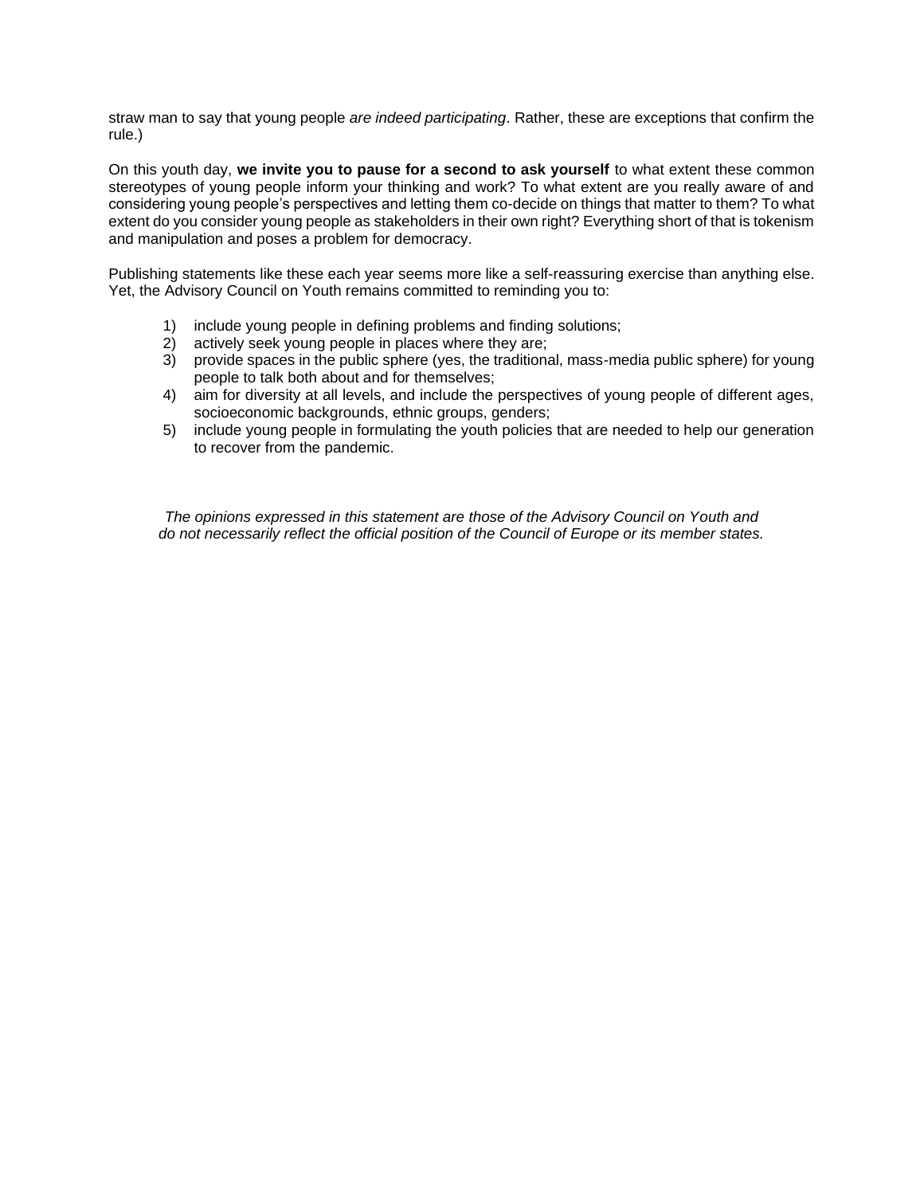straw man to say that young people *are indeed participating*. Rather, these are exceptions that confirm the rule.)

On this youth day, **we invite you to pause for a second to ask yourself** to what extent these common stereotypes of young people inform your thinking and work? To what extent are you really aware of and considering young people's perspectives and letting them co-decide on things that matter to them? To what extent do you consider young people as stakeholders in their own right? Everything short of that is tokenism and manipulation and poses a problem for democracy.

Publishing statements like these each year seems more like a self-reassuring exercise than anything else. Yet, the Advisory Council on Youth remains committed to reminding you to:

1) include young people in defining problems and finding solutions;
2) actively seek young people in places where they are;
3) provide spaces in the public sphere (yes, the traditional, mass-media public sphere) for young people to talk both about and for themselves;
4) aim for diversity at all levels, and include the perspectives of young people of different ages, socioeconomic backgrounds, ethnic groups, genders;
5) include young people in formulating the youth policies that are needed to help our generation to recover from the pandemic.

*The opinions expressed in this statement are those of the Advisory Council on Youth and do not necessarily reflect the official position of the Council of Europe or its member states.*